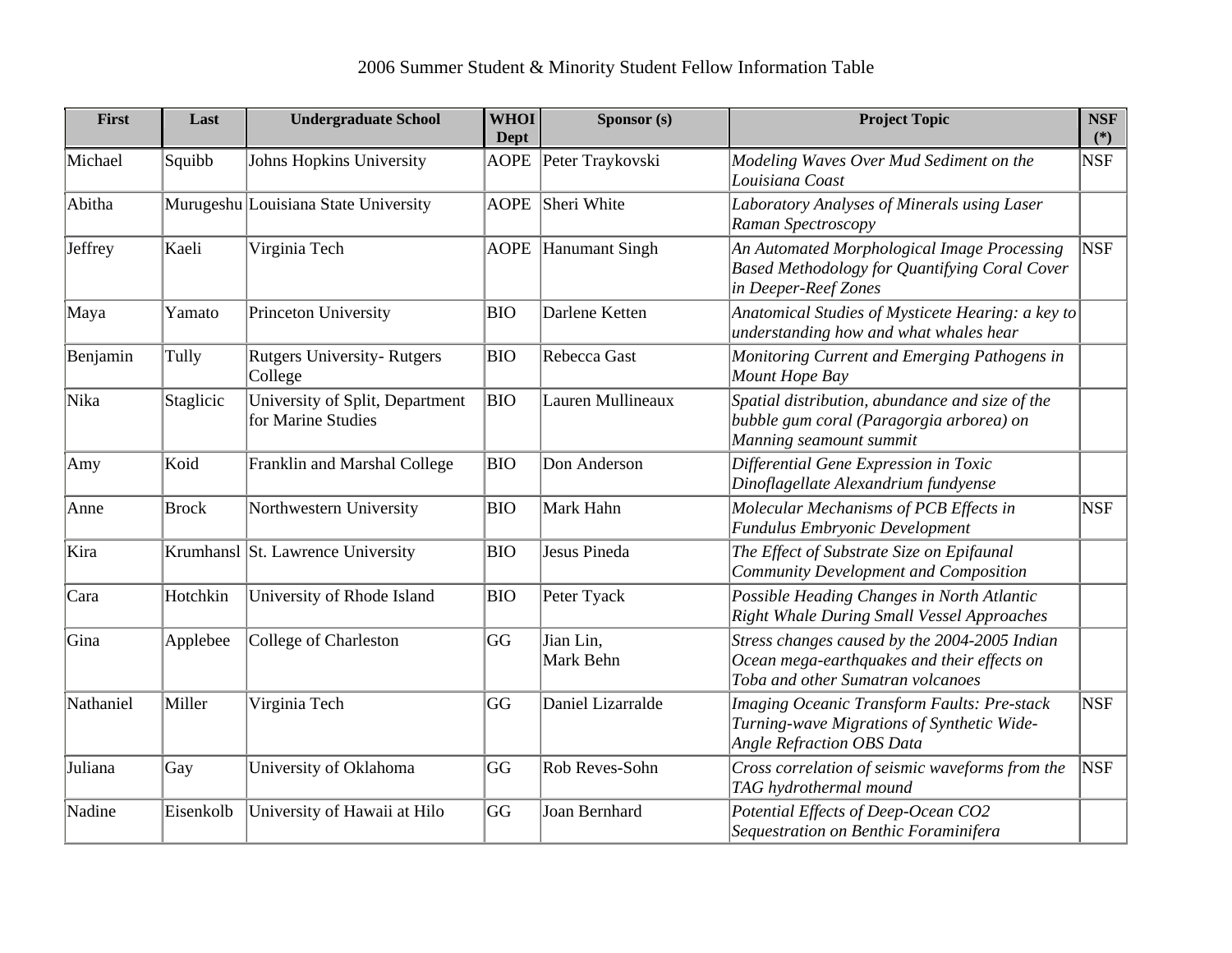2006 Summer Student & Minority Student Fellow Information Table

| First | Last | Undergraduate School | WHOI Dept | Sponsor (s) | Project Topic | NSF (*) |
|---|---|---|---|---|---|---|
| Michael | Squibb | Johns Hopkins University | AOPE | Peter Traykovski | *Modeling Waves Over Mud Sediment on the Louisiana Coast* | NSF |
| Abitha | Murugeshu | Louisiana State University | AOPE | Sheri White | *Laboratory Analyses of Minerals using Laser Raman Spectroscopy* | |
| Jeffrey | Kaeli | Virginia Tech | AOPE | Hanumant Singh | *An Automated Morphological Image Processing Based Methodology for Quantifying Coral Cover in Deeper-Reef Zones* | NSF |
| Maya | Yamato | Princeton University | BIO | Darlene Ketten | *Anatomical Studies of Mysticete Hearing: a key to understanding how and what whales hear* | |
| Benjamin | Tully | Rutgers University- Rutgers College | BIO | Rebecca Gast | *Monitoring Current and Emerging Pathogens in Mount Hope Bay* | |
| Nika | Staglicic | University of Split, Department for Marine Studies | BIO | Lauren Mullineaux | *Spatial distribution, abundance and size of the bubble gum coral (Paragorgia arborea) on Manning seamount summit* | |
| Amy | Koid | Franklin and Marshal College | BIO | Don Anderson | *Differential Gene Expression in Toxic Dinoflagellate Alexandrium fundyense* | |
| Anne | Brock | Northwestern University | BIO | Mark Hahn | *Molecular Mechanisms of PCB Effects in Fundulus Embryonic Development* | NSF |
| Kira | Krumhansl | St. Lawrence University | BIO | Jesus Pineda | *The Effect of Substrate Size on Epifaunal Community Development and Composition* | |
| Cara | Hotchkin | University of Rhode Island | BIO | Peter Tyack | *Possible Heading Changes in North Atlantic Right Whale During Small Vessel Approaches* | |
| Gina | Applebee | College of Charleston | GG | Jian Lin, Mark Behn | *Stress changes caused by the 2004-2005 Indian Ocean mega-earthquakes and their effects on Toba and other Sumatran volcanoes* | |
| Nathaniel | Miller | Virginia Tech | GG | Daniel Lizarralde | *Imaging Oceanic Transform Faults: Pre-stack Turning-wave Migrations of Synthetic Wide-Angle Refraction OBS Data* | NSF |
| Juliana | Gay | University of Oklahoma | GG | Rob Reves-Sohn | *Cross correlation of seismic waveforms from the TAG hydrothermal mound* | NSF |
| Nadine | Eisenkolb | University of Hawaii at Hilo | GG | Joan Bernhard | *Potential Effects of Deep-Ocean CO2 Sequestration on Benthic Foraminifera* | |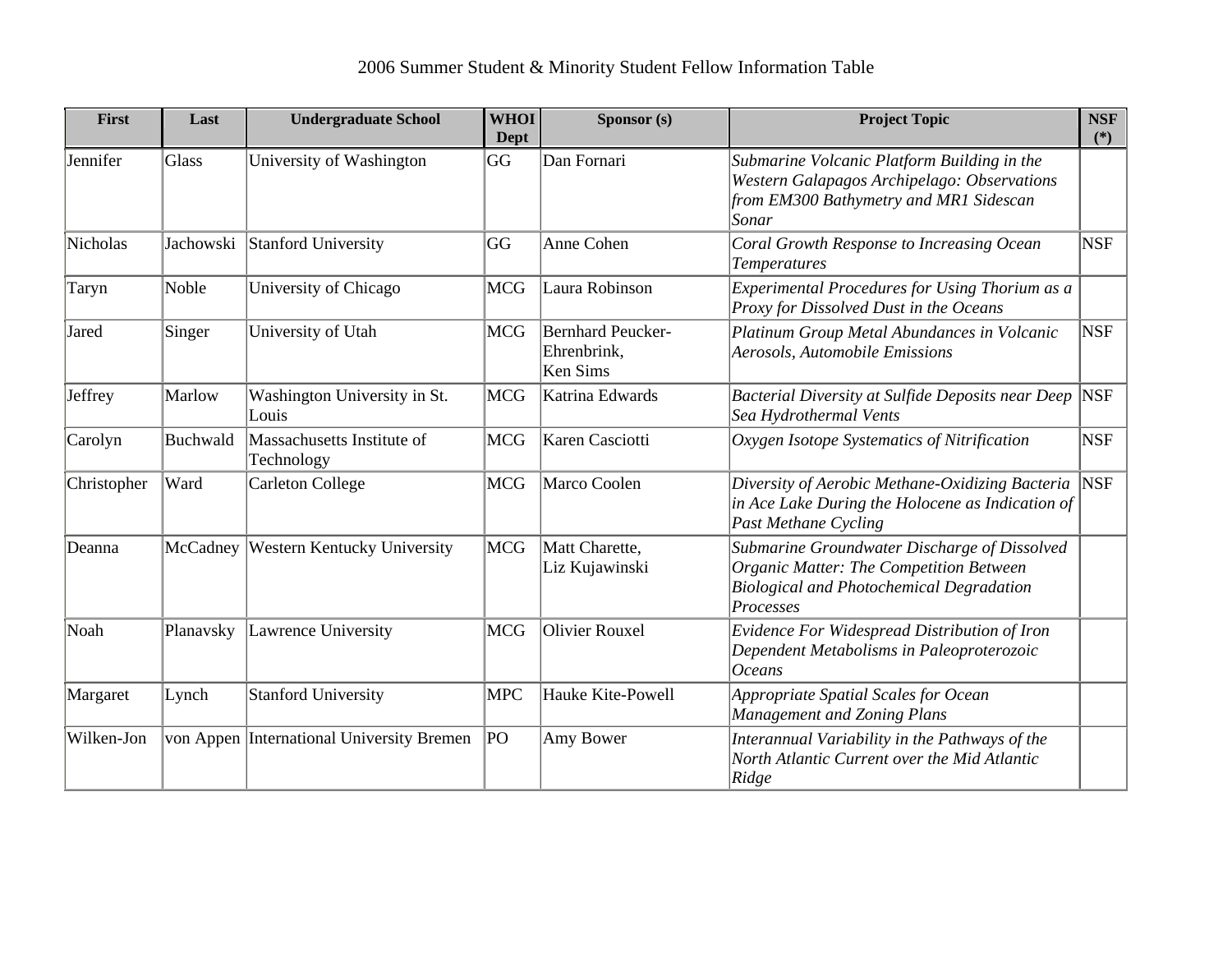2006 Summer Student & Minority Student Fellow Information Table

| First | Last | Undergraduate School | WHOI Dept | Sponsor (s) | Project Topic | NSF (*) |
|---|---|---|---|---|---|---|
| Jennifer | Glass | University of Washington | GG | Dan Fornari | *Submarine Volcanic Platform Building in the Western Galapagos Archipelago: Observations from EM300 Bathymetry and MR1 Sidescan Sonar* | |
| Nicholas | Jachowski | Stanford University | GG | Anne Cohen | *Coral Growth Response to Increasing Ocean Temperatures* | NSF |
| Taryn | Noble | University of Chicago | MCG | Laura Robinson | *Experimental Procedures for Using Thorium as a Proxy for Dissolved Dust in the Oceans* | |
| Jared | Singer | University of Utah | MCG | Bernhard Peucker-Ehrenbrink, Ken Sims | *Platinum Group Metal Abundances in Volcanic Aerosols, Automobile Emissions* | NSF |
| Jeffrey | Marlow | Washington University in St. Louis | MCG | Katrina Edwards | *Bacterial Diversity at Sulfide Deposits near Deep Sea Hydrothermal Vents* | NSF |
| Carolyn | Buchwald | Massachusetts Institute of Technology | MCG | Karen Casciotti | *Oxygen Isotope Systematics of Nitrification* | NSF |
| Christopher | Ward | Carleton College | MCG | Marco Coolen | *Diversity of Aerobic Methane-Oxidizing Bacteria in Ace Lake During the Holocene as Indication of Past Methane Cycling* | NSF |
| Deanna | McCadney | Western Kentucky University | MCG | Matt Charette, Liz Kujawinski | *Submarine Groundwater Discharge of Dissolved Organic Matter: The Competition Between Biological and Photochemical Degradation Processes* | |
| Noah | Planavsky | Lawrence University | MCG | Olivier Rouxel | *Evidence For Widespread Distribution of Iron Dependent Metabolisms in Paleoproterozoic Oceans* | |
| Margaret | Lynch | Stanford University | MPC | Hauke Kite-Powell | *Appropriate Spatial Scales for Ocean Management and Zoning Plans* | |
| Wilken-Jon | von Appen | International University Bremen | PO | Amy Bower | *Interannual Variability in the Pathways of the North Atlantic Current over the Mid Atlantic Ridge* | |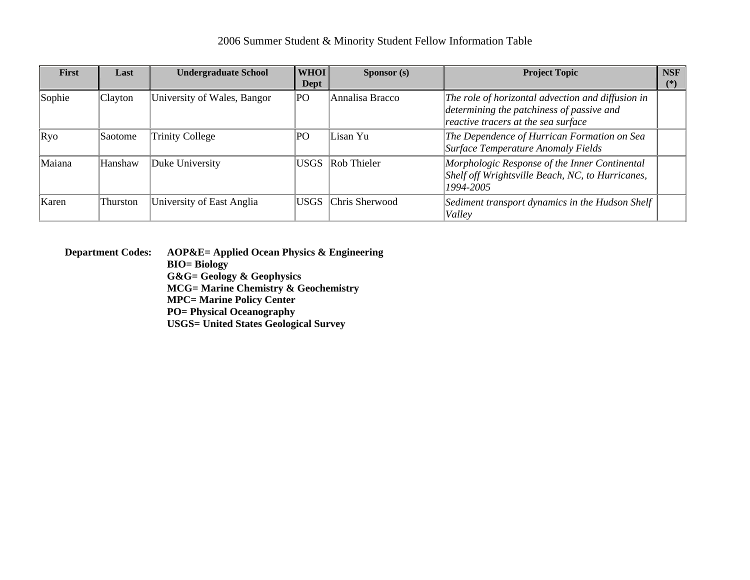2006 Summer Student & Minority Student Fellow Information Table

| First | Last | Undergraduate School | WHOI Dept | Sponsor (s) | Project Topic | NSF (*) |
|---|---|---|---|---|---|---|
| Sophie | Clayton | University of Wales, Bangor | PO | Annalisa Bracco | *The role of horizontal advection and diffusion in determining the patchiness of passive and reactive tracers at the sea surface* | |
| Ryo | Saotome | Trinity College | PO | Lisan Yu | *The Dependence of Hurrican Formation on Sea Surface Temperature Anomaly Fields* | |
| Maiana | Hanshaw | Duke University | USGS | Rob Thieler | *Morphologic Response of the Inner Continental Shelf off Wrightsville Beach, NC, to Hurricanes, 1994-2005* | |
| Karen | Thurston | University of East Anglia | USGS | Chris Sherwood | *Sediment transport dynamics in the Hudson Shelf Valley* | |

**Department Codes:**
**AOP&E= Applied Ocean Physics & Engineering**
**BIO= Biology**
**G&G= Geology & Geophysics**
**MCG= Marine Chemistry & Geochemistry**
**MPC= Marine Policy Center**
**PO= Physical Oceanography**
**USGS= United States Geological Survey**